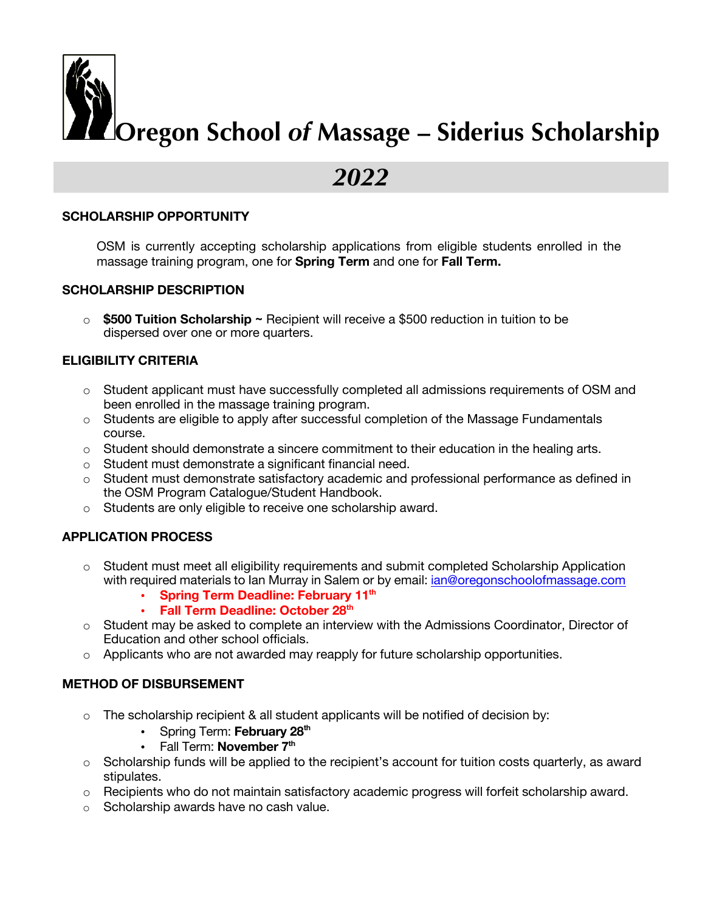# Oregon School *of* Massage – Siderius Scholarship

## *2022*

### SCHOLARSHIP OPPORTUNITY

OSM is currently accepting scholarship applications from eligible students enrolled in the massage training program, one for **Spring Term** and one for **Fall Term.**

### SCHOLARSHIP DESCRIPTION

- **$500 Tuition Scholarship ~** Recipient will receive a $500 reduction in tuition to be dispersed over one or more quarters.

### ELIGIBILITY CRITERIA

- Student applicant must have successfully completed all admissions requirements of OSM and been enrolled in the massage training program.
- Students are eligible to apply after successful completion of the Massage Fundamentals course.
- Student should demonstrate a sincere commitment to their education in the healing arts.
- Student must demonstrate a significant financial need.
- Student must demonstrate satisfactory academic and professional performance as defined in the OSM Program Catalogue/Student Handbook.
- Students are only eligible to receive one scholarship award.

### APPLICATION PROCESS

- Student must meet all eligibility requirements and submit completed Scholarship Application with required materials to Ian Murray in Salem or by email: ian@oregonschoolofmassage.com
  - **Spring Term Deadline: February 11th**
  - **Fall Term Deadline: October 28th**
- Student may be asked to complete an interview with the Admissions Coordinator, Director of Education and other school officials.
- Applicants who are not awarded may reapply for future scholarship opportunities.

### METHOD OF DISBURSEMENT

- The scholarship recipient & all student applicants will be notified of decision by:
  - Spring Term: **February 28th**
  - Fall Term: **November 7th**
- Scholarship funds will be applied to the recipient's account for tuition costs quarterly, as award stipulates.
- Recipients who do not maintain satisfactory academic progress will forfeit scholarship award.
- Scholarship awards have no cash value.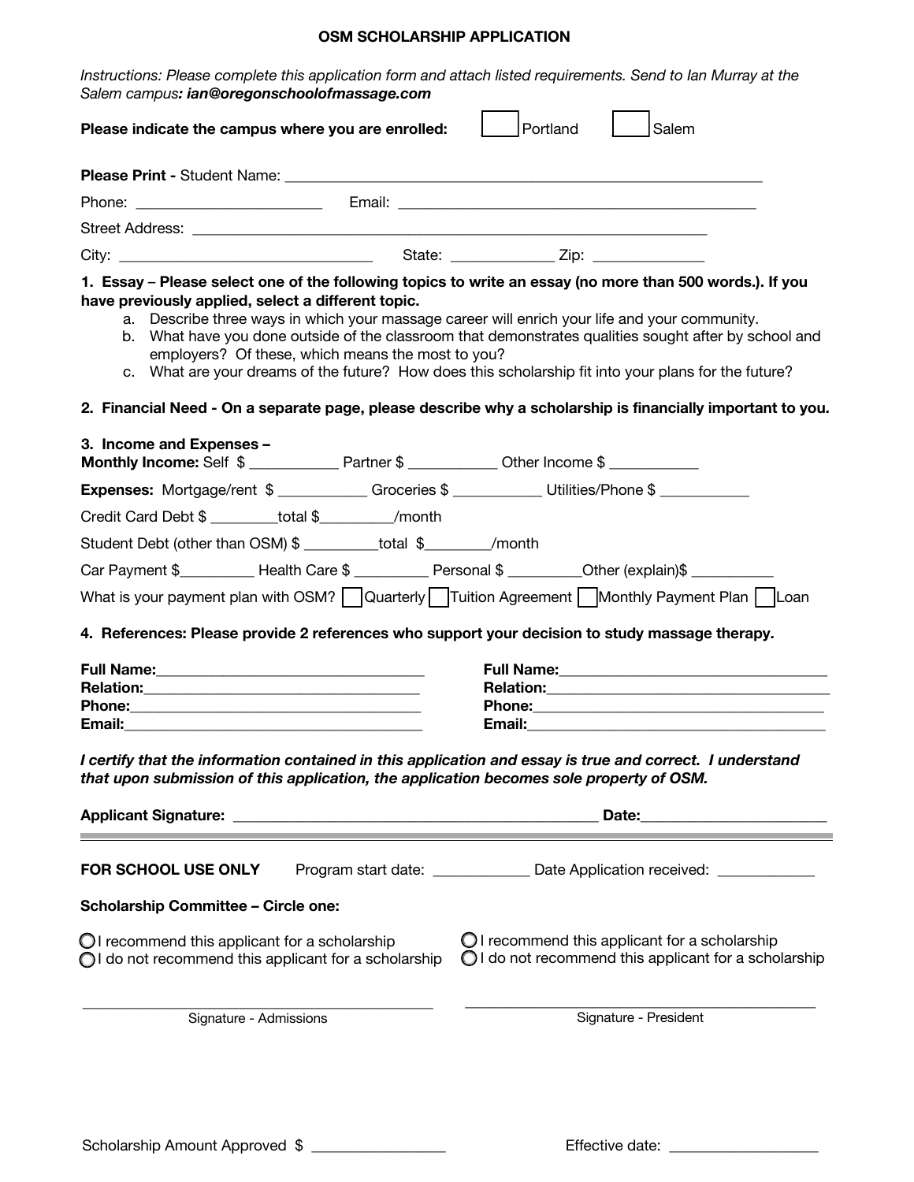# OSM SCHOLARSHIP APPLICATION

*Instructions: Please complete this application form and attach listed requirements. Send to Ian Murray at the Salem campus**: ian@oregonschoolofmassage.com***

**Please indicate the campus where you are enrolled:** ☐ Portland ☐ Salem

**Please Print -** Student Name: ____________________________________________________________

Phone: ________________________ Email: ________________________________________________

Street Address: __________________________________________________________________

City: ________________________________ State: _____________ Zip: ______________

**1. Essay – Please select one of the following topics to write an essay (no more than 500 words.). If you have previously applied, select a different topic.**

a. Describe three ways in which your massage career will enrich your life and your community.
b. What have you done outside of the classroom that demonstrates qualities sought after by school and employers? Of these, which means the most to you?
c. What are your dreams of the future? How does this scholarship fit into your plans for the future?

**2. Financial Need - On a separate page, please describe why a scholarship is financially important to you.**

**3. Income and Expenses –**
**Monthly Income:** Self $ ___________ Partner $ ___________ Other Income $ ___________

**Expenses:** Mortgage/rent $ ___________ Groceries $ ___________ Utilities/Phone $ ___________

Credit Card Debt $ _________total $_________/month

Student Debt (other than OSM) $ _________total $________/month

Car Payment $_________ Health Care $ _________ Personal $ _________Other (explain)$ __________

What is your payment plan with OSM? ☐ Quarterly ☐ Tuition Agreement ☐ Monthly Payment Plan ☐ Loan

**4. References: Please provide 2 references who support your decision to study massage therapy.**

**Full Name:**___________________________________
**Relation:**____________________________________
**Phone:**______________________________________
**Email:**______________________________________

**Full Name:**___________________________________
**Relation:**____________________________________
**Phone:**______________________________________
**Email:**______________________________________

***I certify that the information contained in this application and essay is true and correct. I understand that upon submission of this application, the application becomes sole property of OSM.***

**Applicant Signature:** _______________________________________________ **Date:**______________________

---

**FOR SCHOOL USE ONLY** Program start date: ____________ Date Application received: ____________

**Scholarship Committee – Circle one:**

○ I recommend this applicant for a scholarship
○ I do not recommend this applicant for a scholarship

_____________________________________________
Signature - Admissions

○ I recommend this applicant for a scholarship
○ I do not recommend this applicant for a scholarship

_____________________________________________
Signature - President

Scholarship Amount Approved $ ________________ Effective date: ___________________